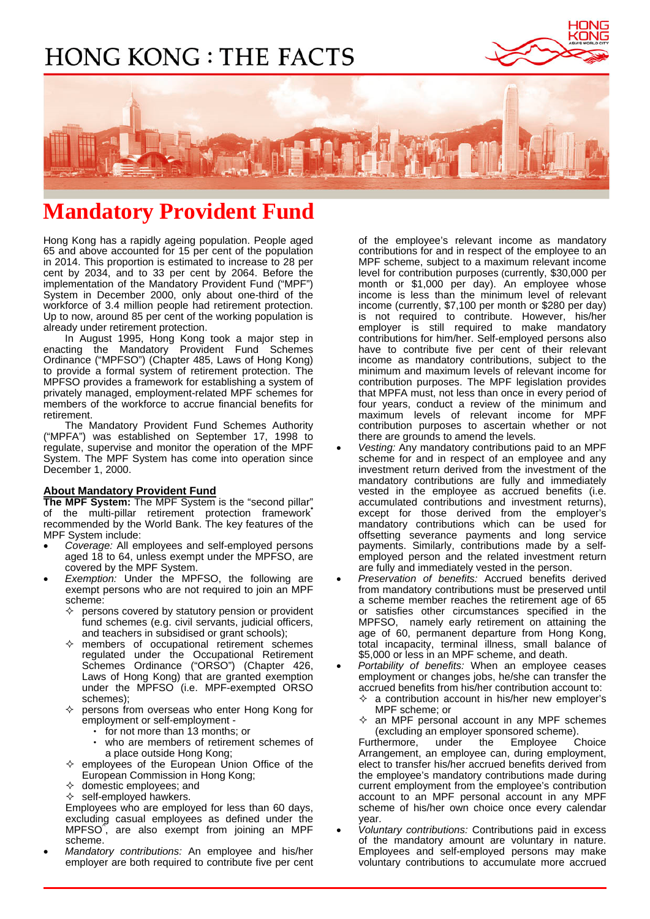# HONG KONG : THE FACTS

# Mandatory Provident Fund

Hong Kong has a rapidly ageing population. People aged 65 and above accounted for 15 per cent of the population in 2014. This proportion is estimated to increase to 28 per cent by 2034, and to 33 per cent by 2064. Before the implementation of the Mandatory Provident Fund ("MPF") System in December 2000, only about one-third of the workforce of 3.4 million people had retirement protection. Up to now, around 85 per cent of the working population is already under retirement protection.

In August 1995, Hong Kong took a major step in enacting the Mandatory Provident Fund Schemes Ordinance ("MPFSO") (Chapter 485, Laws of Hong Kong) to provide a formal system of retirement protection. The MPFSO provides a framework for establishing a system of privately managed, employment-related MPF schemes for members of the workforce to accrue financial benefits for retirement.

The Mandatory Provident Fund Schemes Authority ("MPFA") was established on September 17, 1998 to regulate, supervise and monitor the operation of the MPF System. The MPF System has come into operation since December 1, 2000.

## About Mandatory Provident Fund

**The MPF System:** The MPF System is the "second pillar" of the multi-pillar retirement protection framework* recommended by the World Bank. The key features of the MPF System include:

- *Coverage:* All employees and self-employed persons aged 18 to 64, unless exempt under the MPFSO, are covered by the MPF System.
- *Exemption:* Under the MPFSO, the following are exempt persons who are not required to join an MPF scheme:
  - persons covered by statutory pension or provident fund schemes (e.g. civil servants, judicial officers, and teachers in subsidised or grant schools);
  - members of occupational retirement schemes regulated under the Occupational Retirement Schemes Ordinance ("ORSO") (Chapter 426, Laws of Hong Kong) that are granted exemption under the MPFSO (i.e. MPF-exempted ORSO schemes);
  - persons from overseas who enter Hong Kong for employment or self-employment -
    - for not more than 13 months; or
    - who are members of retirement schemes of a place outside Hong Kong;
  - employees of the European Union Office of the European Commission in Hong Kong;
  - domestic employees; and
  - self-employed hawkers.

  Employees who are employed for less than 60 days, excluding casual employees as defined under the MPFSO^, are also exempt from joining an MPF scheme.
- *Mandatory contributions:* An employee and his/her employer are both required to contribute five per cent of the employee's relevant income as mandatory contributions for and in respect of the employee to an MPF scheme, subject to a maximum relevant income level for contribution purposes (currently, $30,000 per month or $1,000 per day). An employee whose income is less than the minimum level of relevant income (currently, $7,100 per month or $280 per day) is not required to contribute. However, his/her employer is still required to make mandatory contributions for him/her. Self-employed persons also have to contribute five per cent of their relevant income as mandatory contributions, subject to the minimum and maximum levels of relevant income for contribution purposes. The MPF legislation provides that MPFA must, not less than once in every period of four years, conduct a review of the minimum and maximum levels of relevant income for MPF contribution purposes to ascertain whether or not there are grounds to amend the levels.
- *Vesting:* Any mandatory contributions paid to an MPF scheme for and in respect of an employee and any investment return derived from the investment of the mandatory contributions are fully and immediately vested in the employee as accrued benefits (i.e. accumulated contributions and investment returns), except for those derived from the employer's mandatory contributions which can be used for offsetting severance payments and long service payments. Similarly, contributions made by a self-employed person and the related investment return are fully and immediately vested in the person.
- *Preservation of benefits:* Accrued benefits derived from mandatory contributions must be preserved until a scheme member reaches the retirement age of 65 or satisfies other circumstances specified in the MPFSO, namely early retirement on attaining the age of 60, permanent departure from Hong Kong, total incapacity, terminal illness, small balance of $5,000 or less in an MPF scheme, and death.
- *Portability of benefits:* When an employee ceases employment or changes jobs, he/she can transfer the accrued benefits from his/her contribution account to:
  - a contribution account in his/her new employer's MPF scheme; or
  - an MPF personal account in any MPF schemes (excluding an employer sponsored scheme).

  Furthermore, under the Employee Choice Arrangement, an employee can, during employment, elect to transfer his/her accrued benefits derived from the employee's mandatory contributions made during current employment from the employee's contribution account to an MPF personal account in any MPF scheme of his/her own choice once every calendar year.
- *Voluntary contributions:* Contributions paid in excess of the mandatory amount are voluntary in nature. Employees and self-employed persons may make voluntary contributions to accumulate more accrued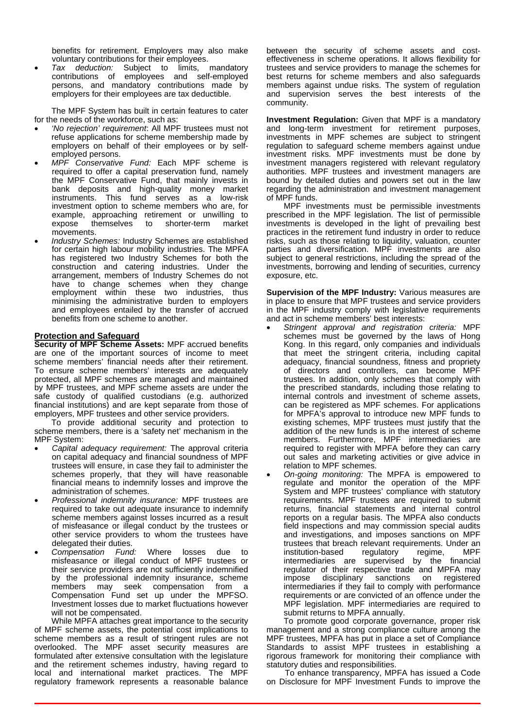benefits for retirement. Employers may also make voluntary contributions for their employees.

- *Tax deduction:* Subject to limits, mandatory contributions of employees and self-employed persons, and mandatory contributions made by employers for their employees are tax deductible.

The MPF System has built in certain features to cater for the needs of the workforce, such as:

- *'No rejection' requirement*: All MPF trustees must not refuse applications for scheme membership made by employers on behalf of their employees or by self-employed persons.
- *MPF Conservative Fund:* Each MPF scheme is required to offer a capital preservation fund, namely the MPF Conservative Fund, that mainly invests in bank deposits and high-quality money market instruments. This fund serves as a low-risk investment option to scheme members who are, for example, approaching retirement or unwilling to expose themselves to shorter-term market movements.
- *Industry Schemes:* Industry Schemes are established for certain high labour mobility industries. The MPFA has registered two Industry Schemes for both the construction and catering industries. Under the arrangement, members of Industry Schemes do not have to change schemes when they change employment within these two industries, thus minimising the administrative burden to employers and employees entailed by the transfer of accrued benefits from one scheme to another.

## Protection and Safeguard

**Security of MPF Scheme Assets:** MPF accrued benefits are one of the important sources of income to meet scheme members' financial needs after their retirement. To ensure scheme members' interests are adequately protected, all MPF schemes are managed and maintained by MPF trustees, and MPF scheme assets are under the safe custody of qualified custodians (e.g. authorized financial institutions) and are kept separate from those of employers, MPF trustees and other service providers.

To provide additional security and protection to scheme members, there is a 'safety net' mechanism in the MPF System:

- *Capital adequacy requirement:* The approval criteria on capital adequacy and financial soundness of MPF trustees will ensure, in case they fail to administer the schemes properly, that they will have reasonable financial means to indemnify losses and improve the administration of schemes.
- *Professional indemnity insurance:* MPF trustees are required to take out adequate insurance to indemnify scheme members against losses incurred as a result of misfeasance or illegal conduct by the trustees or other service providers to whom the trustees have delegated their duties.
- *Compensation Fund:* Where losses due to misfeasance or illegal conduct of MPF trustees or their service providers are not sufficiently indemnified by the professional indemnity insurance, scheme members may seek compensation from a Compensation Fund set up under the MPFSO. Investment losses due to market fluctuations however will not be compensated.

While MPFA attaches great importance to the security of MPF scheme assets, the potential cost implications to scheme members as a result of stringent rules are not overlooked. The MPF asset security measures are formulated after extensive consultation with the legislature and the retirement schemes industry, having regard to local and international market practices. The MPF regulatory framework represents a reasonable balance between the security of scheme assets and cost-effectiveness in scheme operations. It allows flexibility for trustees and service providers to manage the schemes for best returns for scheme members and also safeguards members against undue risks. The system of regulation and supervision serves the best interests of the community.

**Investment Regulation:** Given that MPF is a mandatory and long-term investment for retirement purposes, investments in MPF schemes are subject to stringent regulation to safeguard scheme members against undue investment risks. MPF investments must be done by investment managers registered with relevant regulatory authorities. MPF trustees and investment managers are bound by detailed duties and powers set out in the law regarding the administration and investment management of MPF funds.

MPF investments must be permissible investments prescribed in the MPF legislation. The list of permissible investments is developed in the light of prevailing best practices in the retirement fund industry in order to reduce risks, such as those relating to liquidity, valuation, counter parties and diversification. MPF investments are also subject to general restrictions, including the spread of the investments, borrowing and lending of securities, currency exposure, etc.

**Supervision of the MPF Industry:** Various measures are in place to ensure that MPF trustees and service providers in the MPF industry comply with legislative requirements and act in scheme members' best interests:

- *Stringent approval and registration criteria:* MPF schemes must be governed by the laws of Hong Kong. In this regard, only companies and individuals that meet the stringent criteria, including capital adequacy, financial soundness, fitness and propriety of directors and controllers, can become MPF trustees. In addition, only schemes that comply with the prescribed standards, including those relating to internal controls and investment of scheme assets, can be registered as MPF schemes. For applications for MPFA's approval to introduce new MPF funds to existing schemes, MPF trustees must justify that the addition of the new funds is in the interest of scheme members. Furthermore, MPF intermediaries are required to register with MPFA before they can carry out sales and marketing activities or give advice in relation to MPF schemes.
- *On-going monitoring:* The MPFA is empowered to regulate and monitor the operation of the MPF System and MPF trustees' compliance with statutory requirements. MPF trustees are required to submit returns, financial statements and internal control reports on a regular basis. The MPFA also conducts field inspections and may commission special audits and investigations, and imposes sanctions on MPF trustees that breach relevant requirements. Under an institution-based regulatory regime, MPF intermediaries are supervised by the financial regulator of their respective trade and MPFA may impose disciplinary sanctions on registered intermediaries if they fail to comply with performance requirements or are convicted of an offence under the MPF legislation. MPF intermediaries are required to submit returns to MPFA annually.

To promote good corporate governance, proper risk management and a strong compliance culture among the MPF trustees, MPFA has put in place a set of Compliance Standards to assist MPF trustees in establishing a rigorous framework for monitoring their compliance with statutory duties and responsibilities.

To enhance transparency, MPFA has issued a Code on Disclosure for MPF Investment Funds to improve the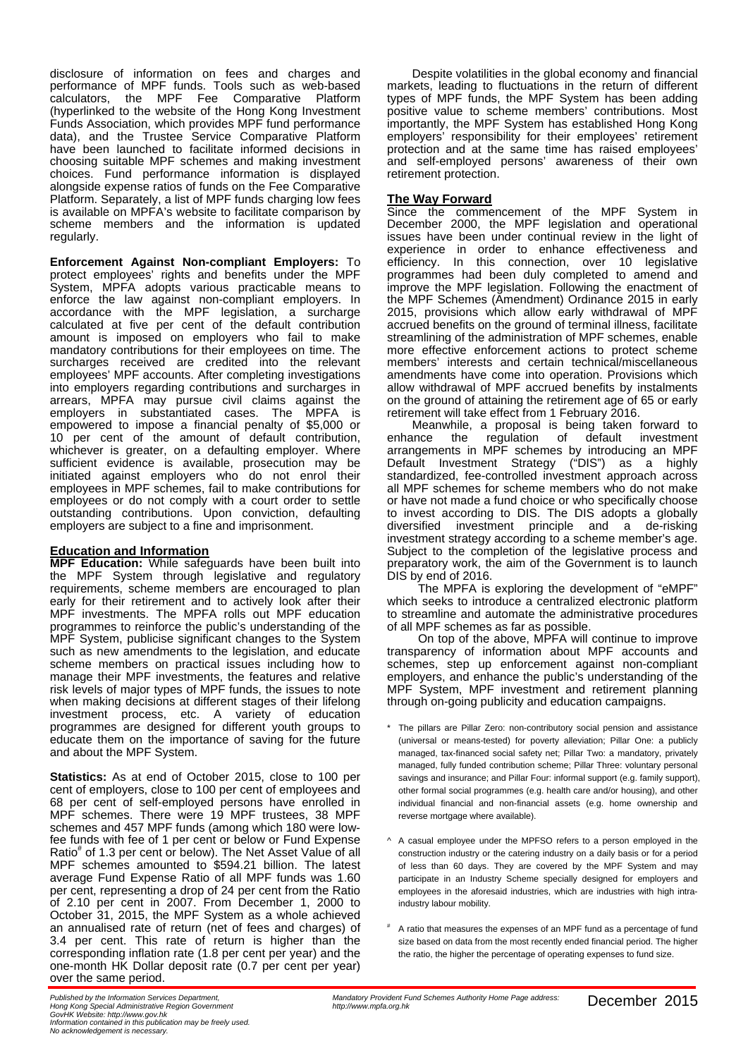disclosure of information on fees and charges and performance of MPF funds. Tools such as web-based calculators, the MPF Fee Comparative Platform (hyperlinked to the website of the Hong Kong Investment Funds Association, which provides MPF fund performance data), and the Trustee Service Comparative Platform have been launched to facilitate informed decisions in choosing suitable MPF schemes and making investment choices. Fund performance information is displayed alongside expense ratios of funds on the Fee Comparative Platform. Separately, a list of MPF funds charging low fees is available on MPFA's website to facilitate comparison by scheme members and the information is updated regularly.

**Enforcement Against Non-compliant Employers:** To protect employees' rights and benefits under the MPF System, MPFA adopts various practicable means to enforce the law against non-compliant employers. In accordance with the MPF legislation, a surcharge calculated at five per cent of the default contribution amount is imposed on employers who fail to make mandatory contributions for their employees on time. The surcharges received are credited into the relevant employees' MPF accounts. After completing investigations into employers regarding contributions and surcharges in arrears, MPFA may pursue civil claims against the employers in substantiated cases. The MPFA is empowered to impose a financial penalty of $5,000 or 10 per cent of the amount of default contribution, whichever is greater, on a defaulting employer. Where sufficient evidence is available, prosecution may be initiated against employers who do not enrol their employees in MPF schemes, fail to make contributions for employees or do not comply with a court order to settle outstanding contributions. Upon conviction, defaulting employers are subject to a fine and imprisonment.

## Education and Information

**MPF Education:** While safeguards have been built into the MPF System through legislative and regulatory requirements, scheme members are encouraged to plan early for their retirement and to actively look after their MPF investments. The MPFA rolls out MPF education programmes to reinforce the public's understanding of the MPF System, publicise significant changes to the System such as new amendments to the legislation, and educate scheme members on practical issues including how to manage their MPF investments, the features and relative risk levels of major types of MPF funds, the issues to note when making decisions at different stages of their lifelong investment process, etc. A variety of education programmes are designed for different youth groups to educate them on the importance of saving for the future and about the MPF System.

**Statistics:** As at end of October 2015, close to 100 per cent of employers, close to 100 per cent of employees and 68 per cent of self-employed persons have enrolled in MPF schemes. There were 19 MPF trustees, 38 MPF schemes and 457 MPF funds (among which 180 were low-fee funds with fee of 1 per cent or below or Fund Expense Ratio# of 1.3 per cent or below). The Net Asset Value of all MPF schemes amounted to $594.21 billion. The latest average Fund Expense Ratio of all MPF funds was 1.60 per cent, representing a drop of 24 per cent from the Ratio of 2.10 per cent in 2007. From December 1, 2000 to October 31, 2015, the MPF System as a whole achieved an annualised rate of return (net of fees and charges) of 3.4 per cent. This rate of return is higher than the corresponding inflation rate (1.8 per cent per year) and the one-month HK Dollar deposit rate (0.7 per cent per year) over the same period.

Despite volatilities in the global economy and financial markets, leading to fluctuations in the return of different types of MPF funds, the MPF System has been adding positive value to scheme members' contributions. Most importantly, the MPF System has established Hong Kong employers' responsibility for their employees' retirement protection and at the same time has raised employees' and self-employed persons' awareness of their own retirement protection.

## The Way Forward

Since the commencement of the MPF System in December 2000, the MPF legislation and operational issues have been under continual review in the light of experience in order to enhance effectiveness and efficiency. In this connection, over 10 legislative programmes had been duly completed to amend and improve the MPF legislation. Following the enactment of the MPF Schemes (Amendment) Ordinance 2015 in early 2015, provisions which allow early withdrawal of MPF accrued benefits on the ground of terminal illness, facilitate streamlining of the administration of MPF schemes, enable more effective enforcement actions to protect scheme members' interests and certain technical/miscellaneous amendments have come into operation. Provisions which allow withdrawal of MPF accrued benefits by instalments on the ground of attaining the retirement age of 65 or early retirement will take effect from 1 February 2016.

Meanwhile, a proposal is being taken forward to enhance the regulation of default investment arrangements in MPF schemes by introducing an MPF Default Investment Strategy ("DIS") as a highly standardized, fee-controlled investment approach across all MPF schemes for scheme members who do not make or have not made a fund choice or who specifically choose to invest according to DIS. The DIS adopts a globally diversified investment principle and a de-risking investment strategy according to a scheme member's age. Subject to the completion of the legislative process and preparatory work, the aim of the Government is to launch DIS by end of 2016.

The MPFA is exploring the development of "eMPF" which seeks to introduce a centralized electronic platform to streamline and automate the administrative procedures of all MPF schemes as far as possible.

On top of the above, MPFA will continue to improve transparency of information about MPF accounts and schemes, step up enforcement against non-compliant employers, and enhance the public's understanding of the MPF System, MPF investment and retirement planning through on-going publicity and education campaigns.

\* The pillars are Pillar Zero: non-contributory social pension and assistance (universal or means-tested) for poverty alleviation; Pillar One: a publicly managed, tax-financed social safety net; Pillar Two: a mandatory, privately managed, fully funded contribution scheme; Pillar Three: voluntary personal savings and insurance; and Pillar Four: informal support (e.g. family support), other formal social programmes (e.g. health care and/or housing), and other individual financial and non-financial assets (e.g. home ownership and reverse mortgage where available).

^ A casual employee under the MPFSO refers to a person employed in the construction industry or the catering industry on a daily basis or for a period of less than 60 days. They are covered by the MPF System and may participate in an Industry Scheme specially designed for employers and employees in the aforesaid industries, which are industries with high intra-industry labour mobility.

# A ratio that measures the expenses of an MPF fund as a percentage of fund size based on data from the most recently ended financial period. The higher the ratio, the higher the percentage of operating expenses to fund size.

*Published by the Information Services Department, Hong Kong Special Administrative Region Government*
*GovHK Website: http://www.gov.hk*
*Information contained in this publication may be freely used. No acknowledgement is necessary.*

*Mandatory Provident Fund Schemes Authority Home Page address: http://www.mpfa.org.hk*

December 2015